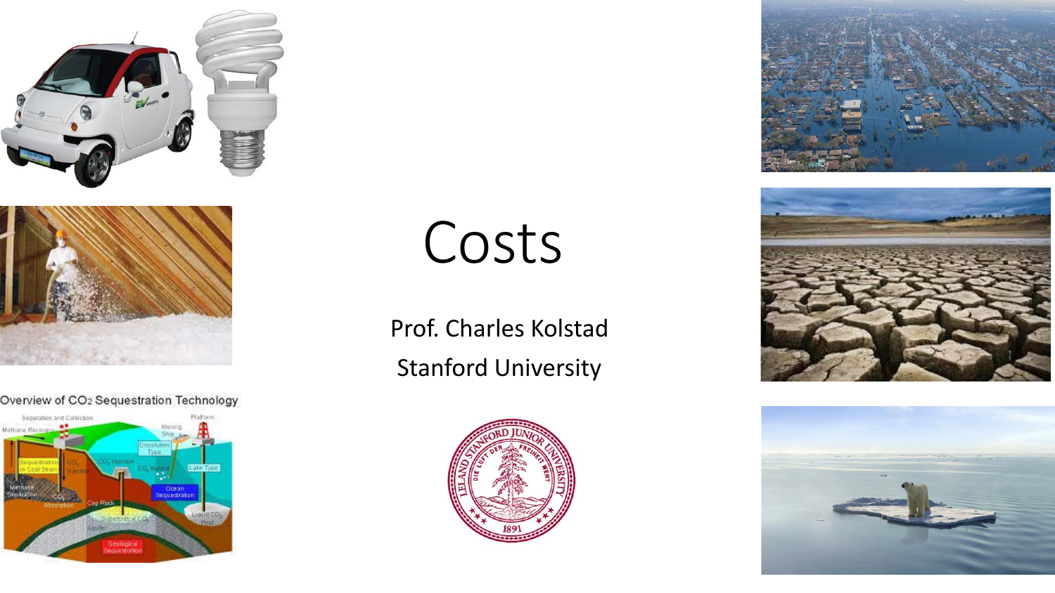# Costs

Prof. Charles Kolstad

Stanford University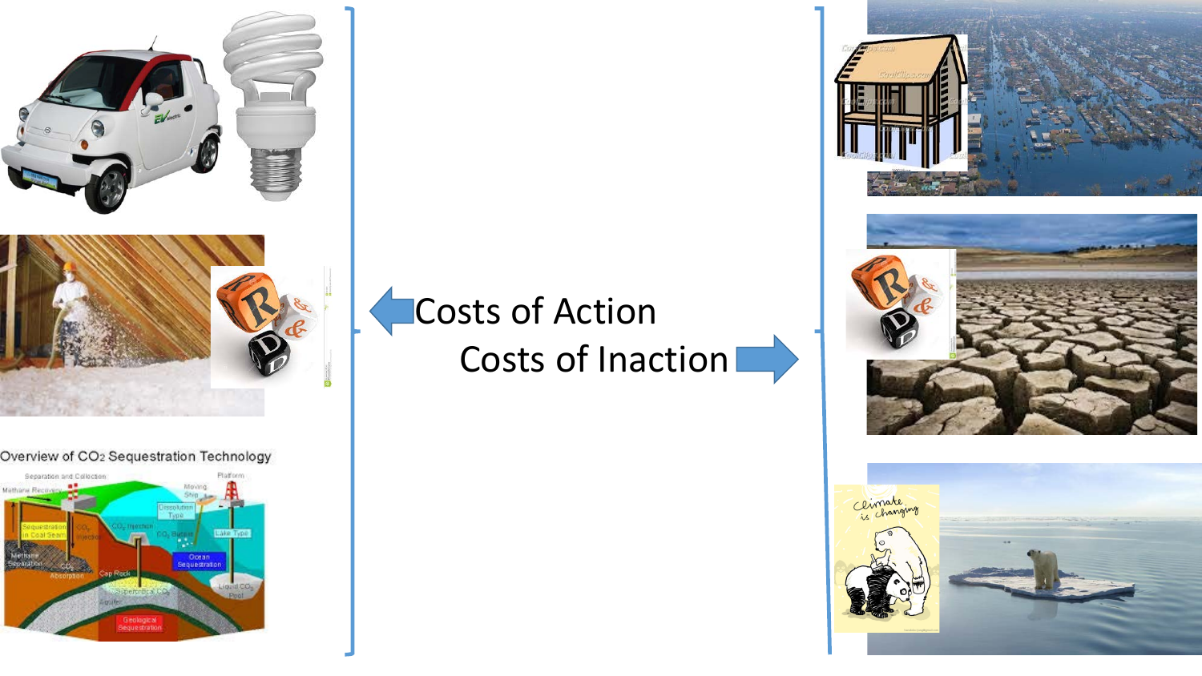Costs of Action

Costs of Inaction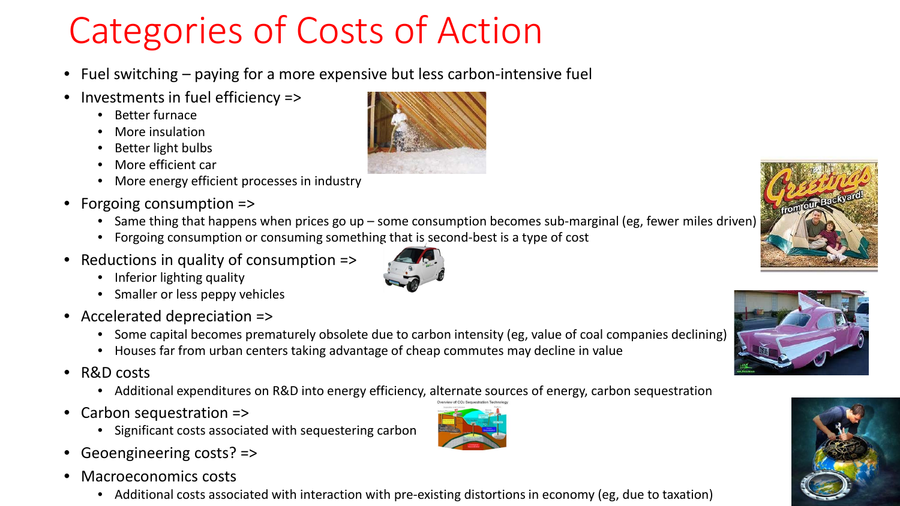# Categories of Costs of Action

- Fuel switching – paying for a more expensive but less carbon-intensive fuel
- Investments in fuel efficiency =>
  - Better furnace
  - More insulation
  - Better light bulbs
  - More efficient car
  - More energy efficient processes in industry
- Forgoing consumption =>
  - Same thing that happens when prices go up – some consumption becomes sub-marginal (eg, fewer miles driven)
  - Forgoing consumption or consuming something that is second-best is a type of cost
- Reductions in quality of consumption =>
  - Inferior lighting quality
  - Smaller or less peppy vehicles
- Accelerated depreciation =>
  - Some capital becomes prematurely obsolete due to carbon intensity (eg, value of coal companies declining)
  - Houses far from urban centers taking advantage of cheap commutes may decline in value
- R&D costs
  - Additional expenditures on R&D into energy efficiency, alternate sources of energy, carbon sequestration
- Carbon sequestration =>
  - Significant costs associated with sequestering carbon
- Geoengineering costs? =>
- Macroeconomics costs
  - Additional costs associated with interaction with pre-existing distortions in economy (eg, due to taxation)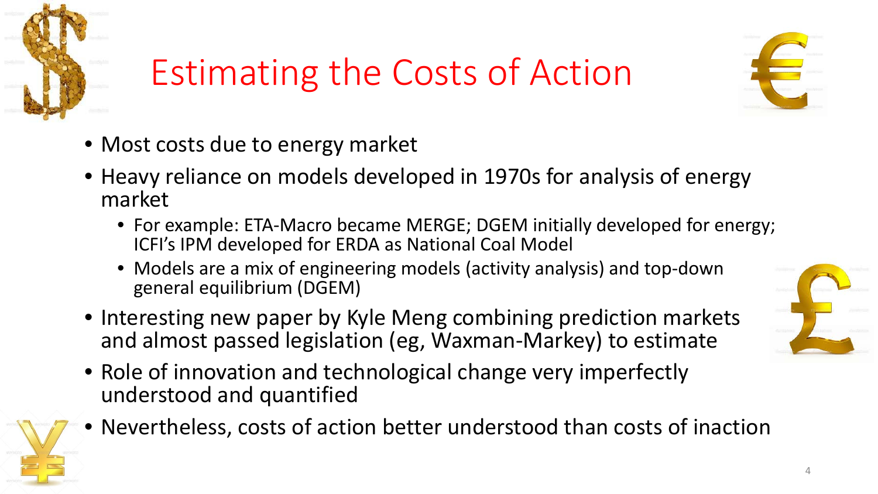# Estimating the Costs of Action

- Most costs due to energy market
- Heavy reliance on models developed in 1970s for analysis of energy market
  - For example: ETA-Macro became MERGE; DGEM initially developed for energy; ICFI's IPM developed for ERDA as National Coal Model
  - Models are a mix of engineering models (activity analysis) and top-down general equilibrium (DGEM)
- Interesting new paper by Kyle Meng combining prediction markets and almost passed legislation (eg, Waxman-Markey) to estimate
- Role of innovation and technological change very imperfectly understood and quantified
- Nevertheless, costs of action better understood than costs of inaction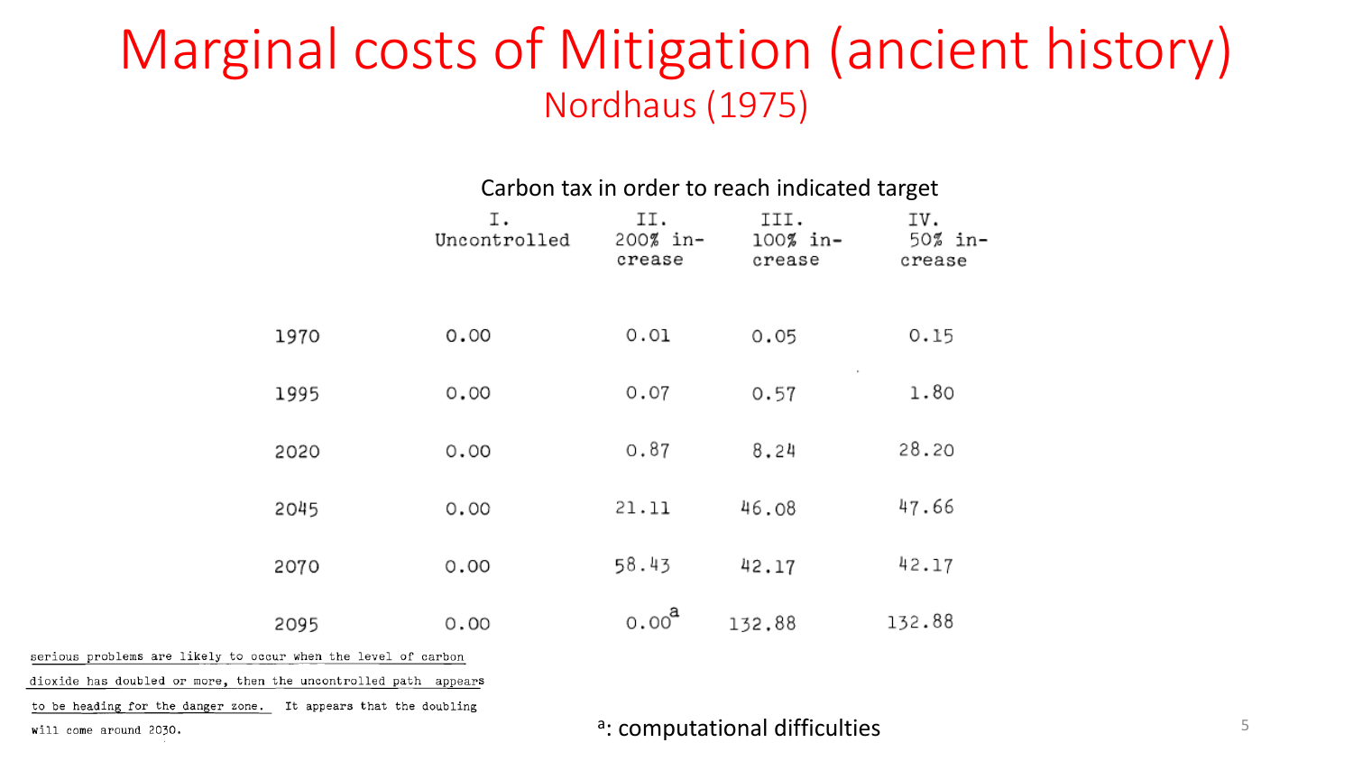# Marginal costs of Mitigation (ancient history)

## Nordhaus (1975)

Carbon tax in order to reach indicated target

| | I. Uncontrolled | II. 200% increase | III. 100% increase | IV. 50% increase |
|---|---|---|---|---|
| 1970 | 0.00 | 0.01 | 0.05 | 0.15 |
| 1995 | 0.00 | 0.07 | 0.57 | 1.80 |
| 2020 | 0.00 | 0.87 | 8.24 | 28.20 |
| 2045 | 0.00 | 21.11 | 46.08 | 47.66 |
| 2070 | 0.00 | 58.43 | 42.17 | 42.17 |
| 2095 | 0.00 | 0.00[a] | 132.88 | 132.88 |

serious problems are likely to occur when the level of carbon dioxide has doubled or more, then the uncontrolled path appears to be heading for the danger zone. It appears that the doubling will come around 2030.

[a]: computational difficulties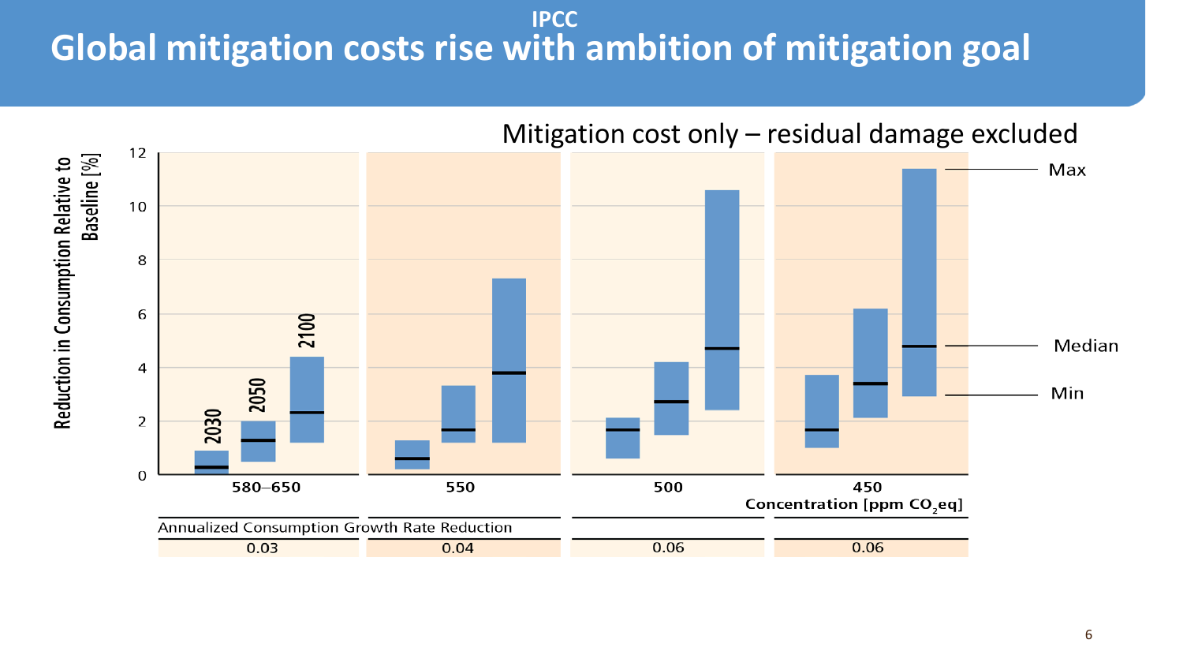# Global mitigation costs rise with ambition of mitigation goal

IPCC

Mitigation cost only – residual damage excluded

Reduction in Consumption Relative to Baseline [%]

| Concentration [ppm $CO_2$eq] | 580–650 | 550 | 500 | 450 |
|---|---|---|---|---|
| Annualized Consumption Growth Rate Reduction | 0.03 | 0.04 | 0.06 | 0.06 |

Max

Median

Min

2030 2050 2100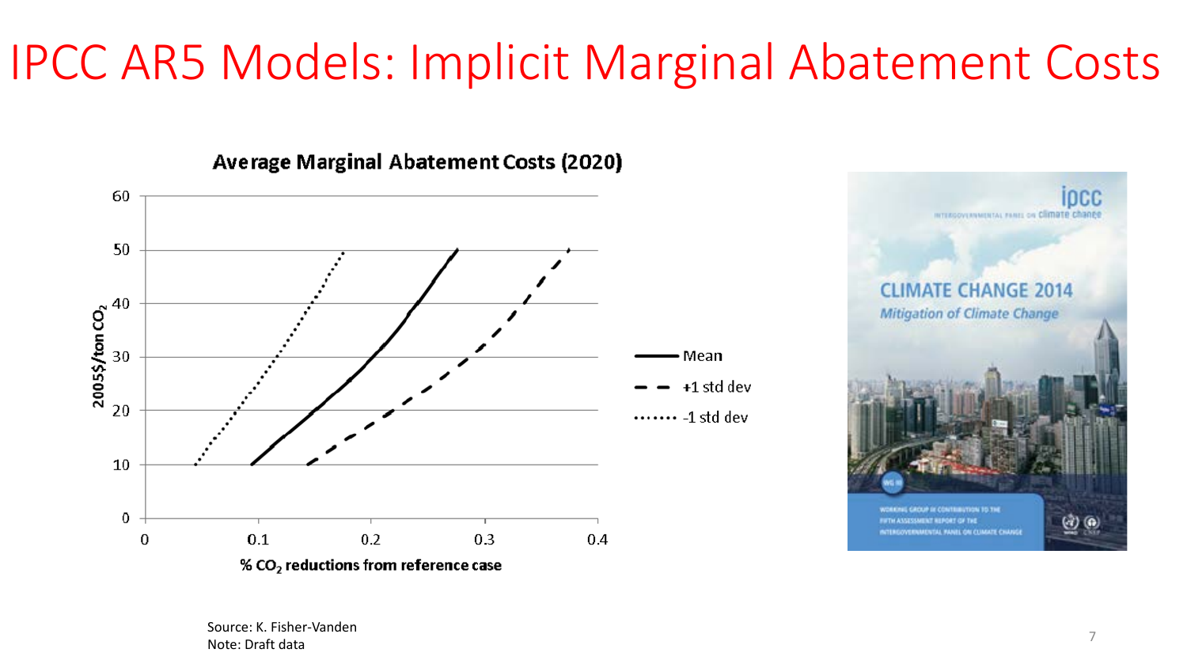# IPCC AR5 Models: Implicit Marginal Abatement Costs

**Average Marginal Abatement Costs (2020)**

Source: K. Fisher-Vanden
Note: Draft data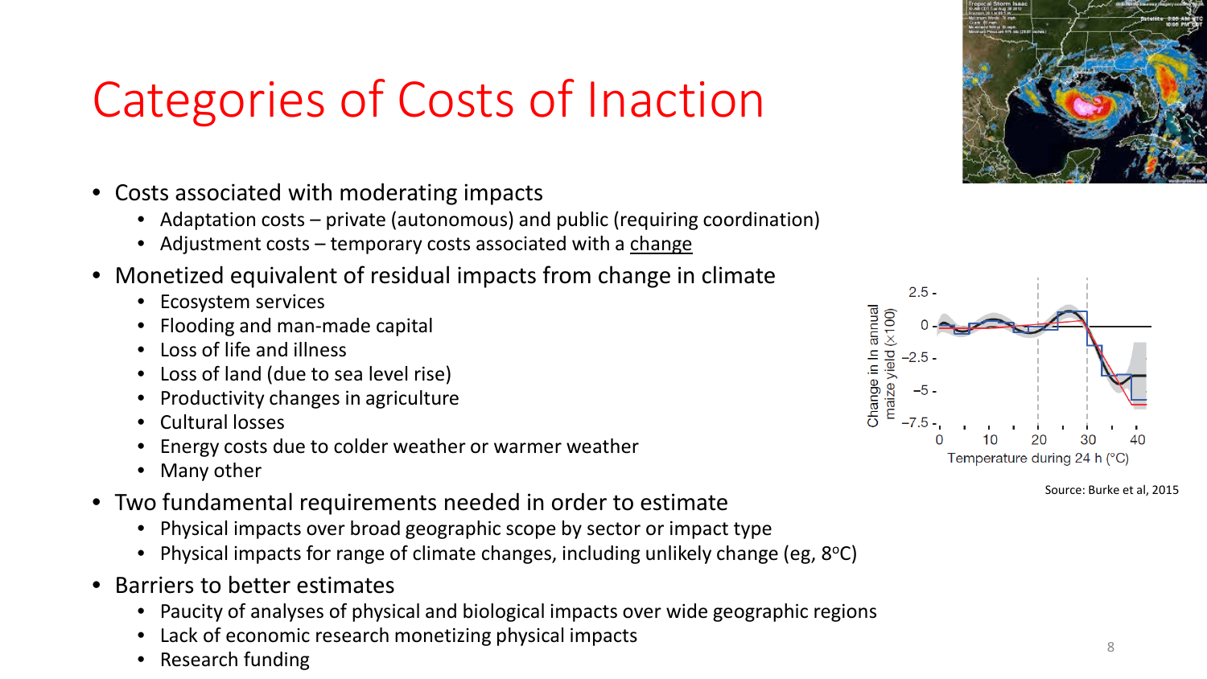# Categories of Costs of Inaction

- Costs associated with moderating impacts
  - Adaptation costs – private (autonomous) and public (requiring coordination)
  - Adjustment costs – temporary costs associated with a change
- Monetized equivalent of residual impacts from change in climate
  - Ecosystem services
  - Flooding and man-made capital
  - Loss of life and illness
  - Loss of land (due to sea level rise)
  - Productivity changes in agriculture
  - Cultural losses
  - Energy costs due to colder weather or warmer weather
  - Many other
- Two fundamental requirements needed in order to estimate
  - Physical impacts over broad geographic scope by sector or impact type
  - Physical impacts for range of climate changes, including unlikely change (eg, 8$^{o}$C)
- Barriers to better estimates
  - Paucity of analyses of physical and biological impacts over wide geographic regions
  - Lack of economic research monetizing physical impacts
  - Research funding

Source: Burke et al, 2015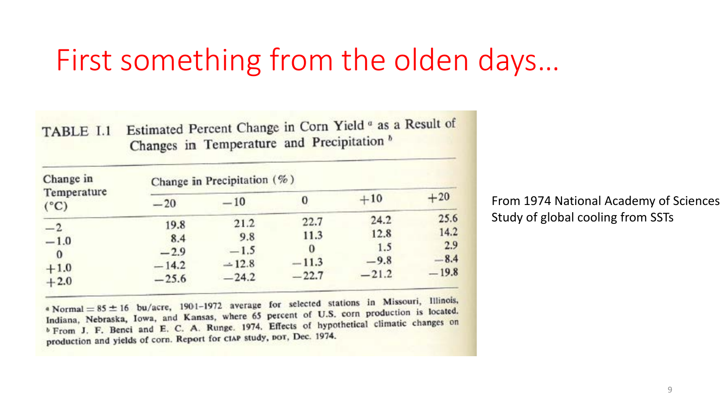# First something from the olden days…

**TABLE I.1** Estimated Percent Change in Corn Yield [a] as a Result of Changes in Temperature and Precipitation [b]

| Change in Temperature (°C) | Change in Precipitation (%) | | | | |
|---|---|---|---|---|---|
| | −20 | −10 | 0 | +10 | +20 |
| −2 | 19.8 | 21.2 | 22.7 | 24.2 | 25.6 |
| −1.0 | 8.4 | 9.8 | 11.3 | 12.8 | 14.2 |
| 0 | −2.9 | −1.5 | 0 | 1.5 | 2.9 |
| +1.0 | −14.2 | −12.8 | −11.3 | −9.8 | −8.4 |
| +2.0 | −25.6 | −24.2 | −22.7 | −21.2 | −19.8 |

[a] Normal = 85 ± 16 bu/acre, 1901–1972 average for selected stations in Missouri, Illinois, Indiana, Nebraska, Iowa, and Kansas, where 65 percent of U.S. corn production is located.
[b] From J. F. Benci and E. C. A. Runge. 1974. Effects of hypothetical climatic changes on production and yields of corn. Report for CIAP study, DOT, Dec. 1974.

From 1974 National Academy of Sciences Study of global cooling from SSTs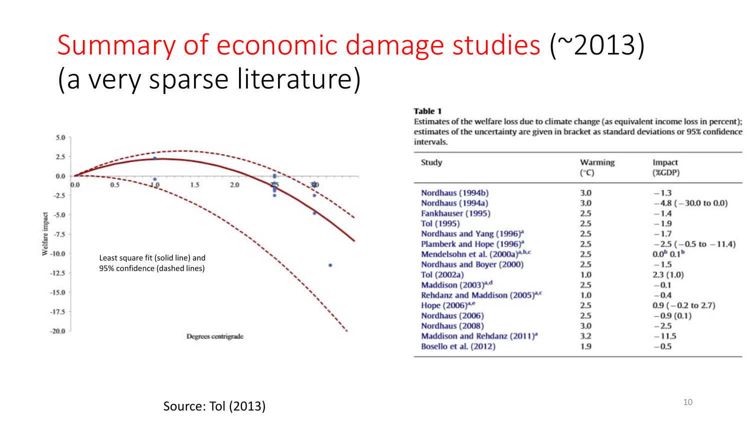# Summary of economic damage studies (~2013) (a very sparse literature)

Least square fit (solid line) and 95% confidence (dashed lines)

**Table 1**
Estimates of the welfare loss due to climate change (as equivalent income loss in percent); estimates of the uncertainty are given in bracket as standard deviations or 95% confidence intervals.

| Study | Warming (°C) | Impact (%GDP) |
|---|---|---|
| Nordhaus (1994b) | 3.0 | −1.3 |
| Nordhaus (1994a) | 3.0 | −4.8 (−30.0 to 0.0) |
| Fankhauser (1995) | 2.5 | −1.4 |
| Tol (1995) | 2.5 | −1.9 |
| Nordhaus and Yang (1996)[a] | 2.5 | −1.7 |
| Plamberk and Hope (1996)[a] | 2.5 | −2.5 (−0.5 to −11.4) |
| Mendelsohn et al. (2000a)[a,b,c] | 2.5 | 0.0[b] 0.1[b] |
| Nordhaus and Boyer (2000) | 2.5 | −1.5 |
| Tol (2002a) | 1.0 | 2.3 (1.0) |
| Maddison (2003)[a,d] | 2.5 | −0.1 |
| Rehdanz and Maddison (2005)[a,c] | 1.0 | −0.4 |
| Hope (2006)[a,e] | 2.5 | 0.9 (−0.2 to 2.7) |
| Nordhaus (2006) | 2.5 | −0.9 (0.1) |
| Nordhaus (2008) | 3.0 | −2.5 |
| Maddison and Rehdanz (2011)[a] | 3.2 | −11.5 |
| Bosello et al. (2012) | 1.9 | −0.5 |

Source: Tol (2013)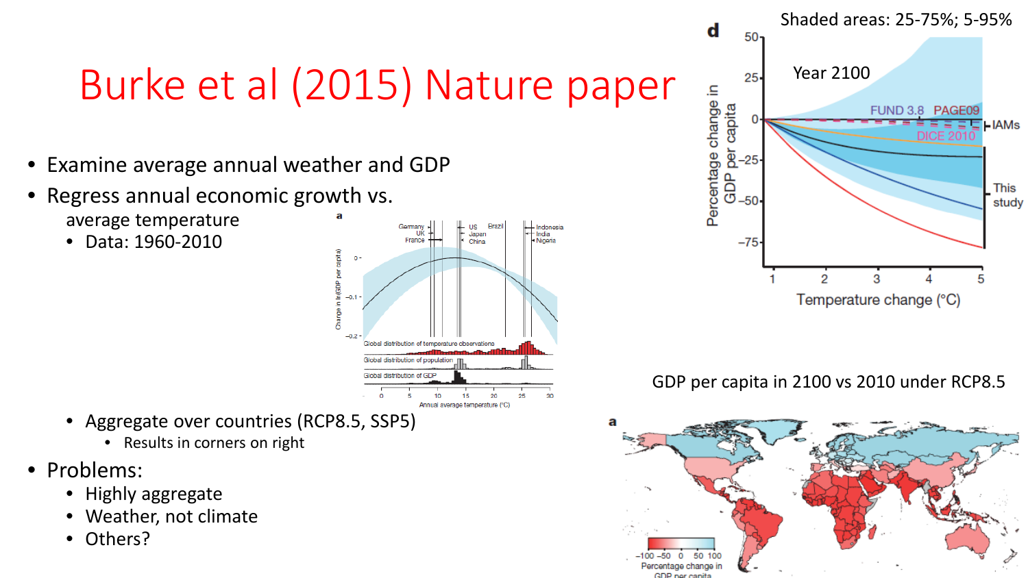# Burke et al (2015) Nature paper

- Examine average annual weather and GDP
- Regress annual economic growth vs. average temperature
  - Data: 1960-2010
  - Aggregate over countries (RCP8.5, SSP5)
    - Results in corners on right
- Problems:
  - Highly aggregate
  - Weather, not climate
  - Others?

Shaded areas: 25-75%; 5-95%

GDP per capita in 2100 vs 2010 under RCP8.5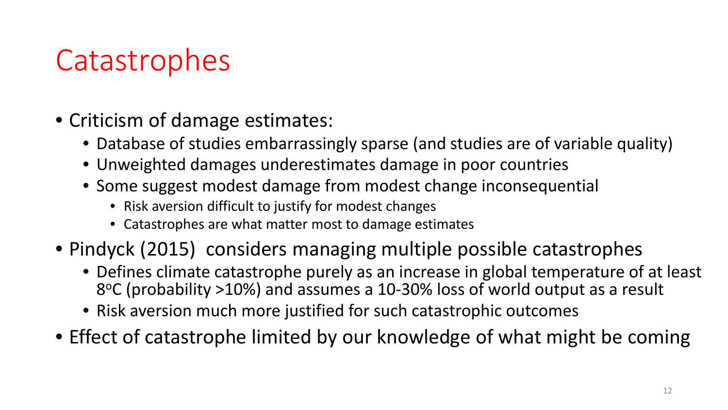# Catastrophes

- Criticism of damage estimates:
  - Database of studies embarrassingly sparse (and studies are of variable quality)
  - Unweighted damages underestimates damage in poor countries
  - Some suggest modest damage from modest change inconsequential
    - Risk aversion difficult to justify for modest changes
    - Catastrophes are what matter most to damage estimates
- Pindyck (2015) considers managing multiple possible catastrophes
  - Defines climate catastrophe purely as an increase in global temperature of at least 8$^o$C (probability >10%) and assumes a 10-30% loss of world output as a result
  - Risk aversion much more justified for such catastrophic outcomes
- Effect of catastrophe limited by our knowledge of what might be coming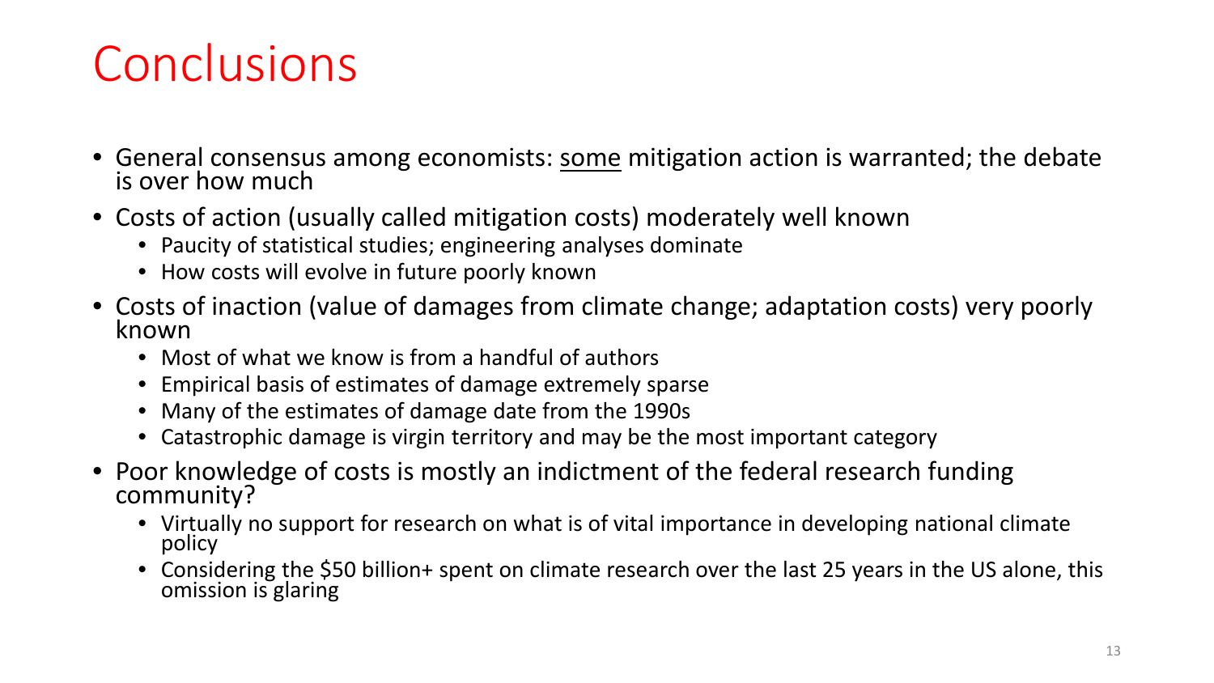# Conclusions

- General consensus among economists: <u>some</u> mitigation action is warranted; the debate is over how much
- Costs of action (usually called mitigation costs) moderately well known
  - Paucity of statistical studies; engineering analyses dominate
  - How costs will evolve in future poorly known
- Costs of inaction (value of damages from climate change; adaptation costs) very poorly known
  - Most of what we know is from a handful of authors
  - Empirical basis of estimates of damage extremely sparse
  - Many of the estimates of damage date from the 1990s
  - Catastrophic damage is virgin territory and may be the most important category
- Poor knowledge of costs is mostly an indictment of the federal research funding community?
  - Virtually no support for research on what is of vital importance in developing national climate policy
  - Considering the $50 billion+ spent on climate research over the last 25 years in the US alone, this omission is glaring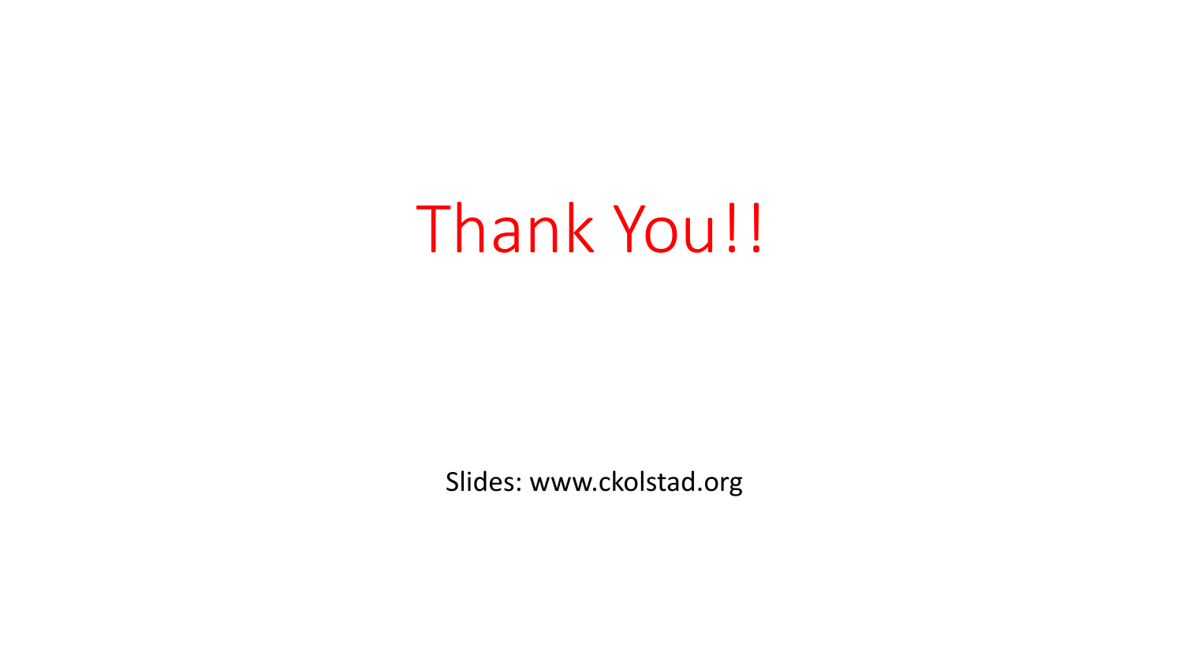# Thank You!!

Slides: www.ckolstad.org